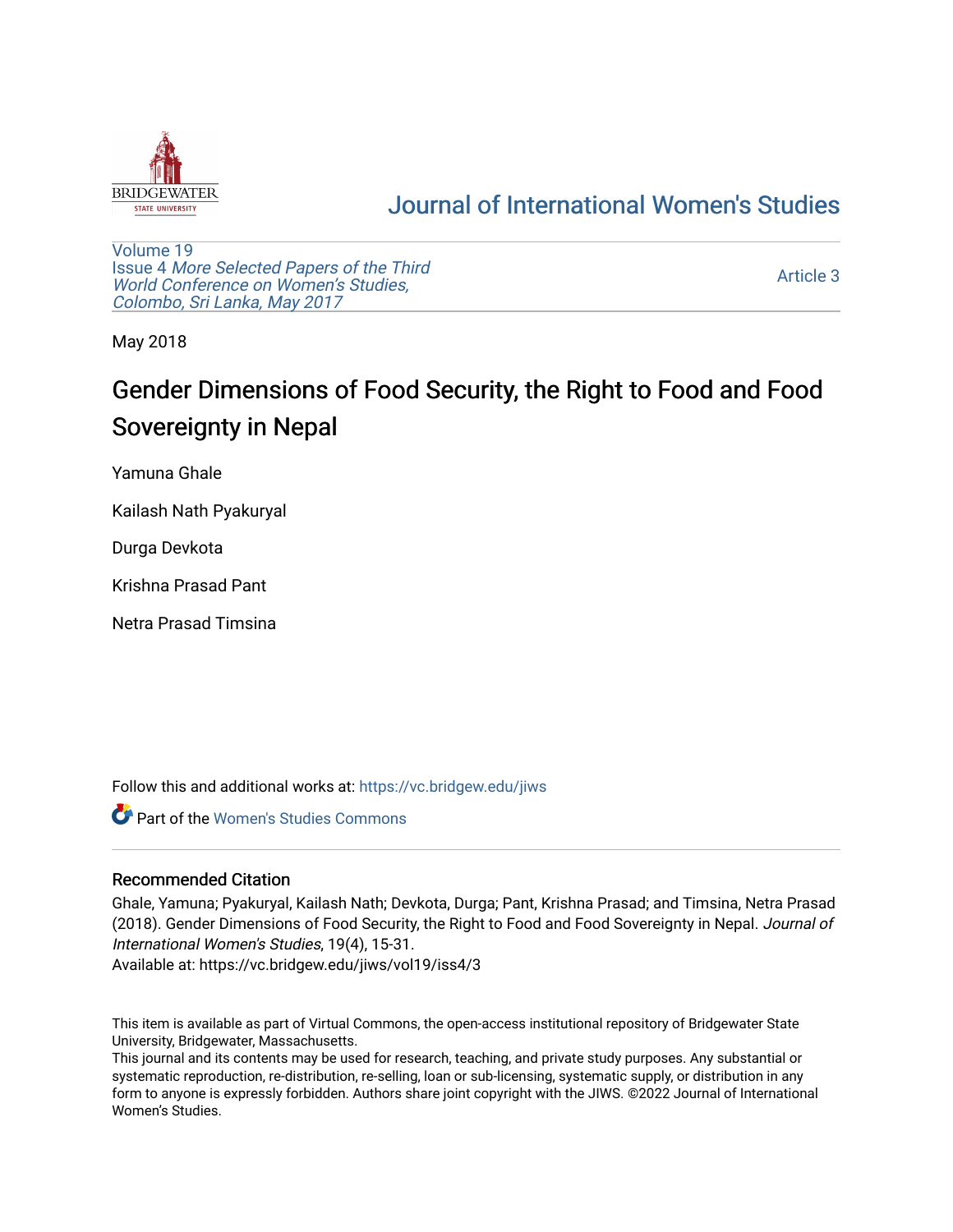# Journal of International Women's Studies

Volume 19
Issue 4 *More Selected Papers of the Third World Conference on Women's Studies, Colombo, Sri Lanka, May 2017*

Article 3

May 2018

## Gender Dimensions of Food Security, the Right to Food and Food Sovereignty in Nepal

Yamuna Ghale

Kailash Nath Pyakuryal

Durga Devkota

Krishna Prasad Pant

Netra Prasad Timsina

Follow this and additional works at: https://vc.bridgew.edu/jiws

Part of the Women's Studies Commons

### Recommended Citation

Ghale, Yamuna; Pyakuryal, Kailash Nath; Devkota, Durga; Pant, Krishna Prasad; and Timsina, Netra Prasad (2018). Gender Dimensions of Food Security, the Right to Food and Food Sovereignty in Nepal. *Journal of International Women's Studies*, 19(4), 15-31.

Available at: https://vc.bridgew.edu/jiws/vol19/iss4/3

This item is available as part of Virtual Commons, the open-access institutional repository of Bridgewater State University, Bridgewater, Massachusetts.

This journal and its contents may be used for research, teaching, and private study purposes. Any substantial or systematic reproduction, re-distribution, re-selling, loan or sub-licensing, systematic supply, or distribution in any form to anyone is expressly forbidden. Authors share joint copyright with the JIWS. ©2022 Journal of International Women's Studies.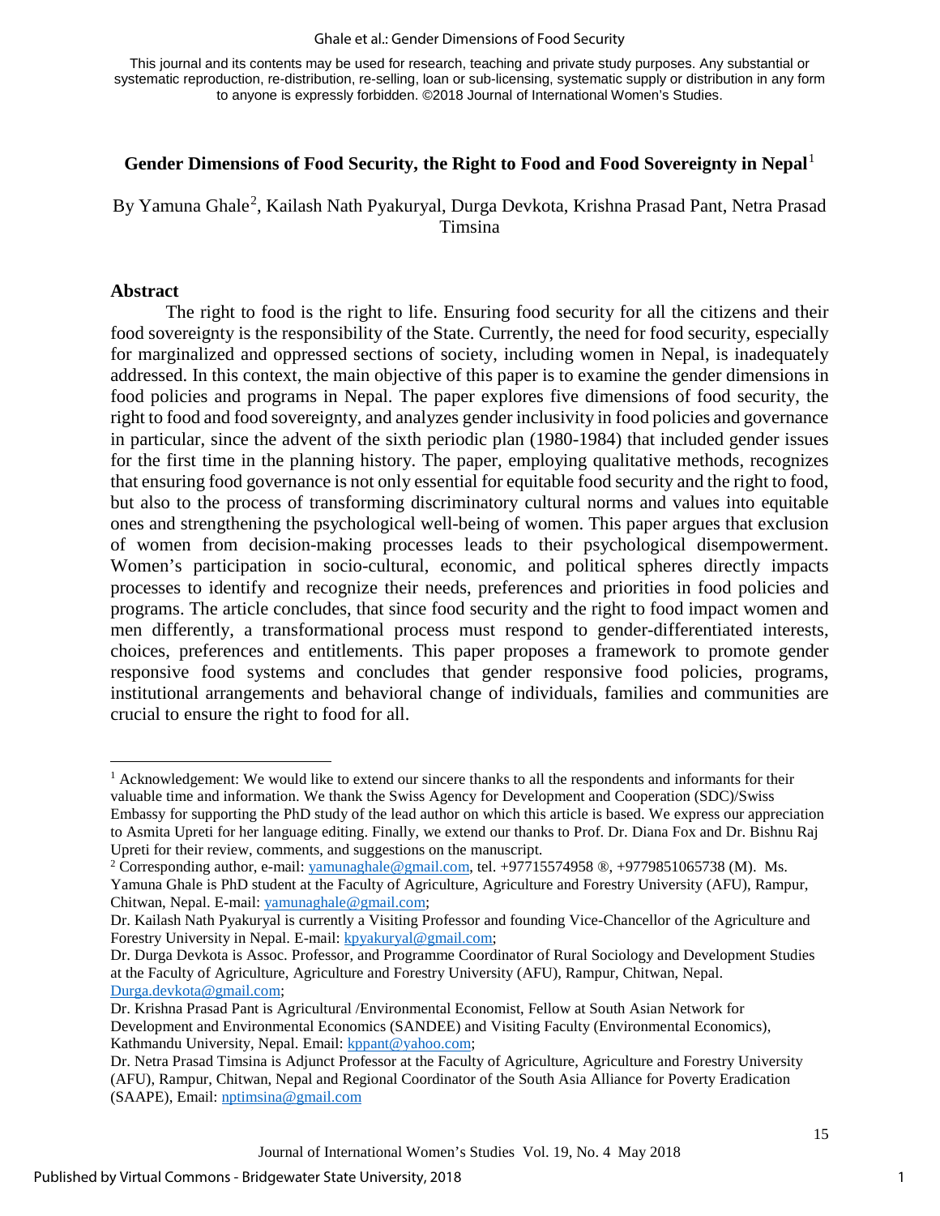This journal and its contents may be used for research, teaching and private study purposes. Any substantial or systematic reproduction, re-distribution, re-selling, loan or sub-licensing, systematic supply or distribution in any form to anyone is expressly forbidden. ©2018 Journal of International Women's Studies.

# Gender Dimensions of Food Security, the Right to Food and Food Sovereignty in Nepal[1]

By Yamuna Ghale[2], Kailash Nath Pyakuryal, Durga Devkota, Krishna Prasad Pant, Netra Prasad Timsina

## Abstract

The right to food is the right to life. Ensuring food security for all the citizens and their food sovereignty is the responsibility of the State. Currently, the need for food security, especially for marginalized and oppressed sections of society, including women in Nepal, is inadequately addressed. In this context, the main objective of this paper is to examine the gender dimensions in food policies and programs in Nepal. The paper explores five dimensions of food security, the right to food and food sovereignty, and analyzes gender inclusivity in food policies and governance in particular, since the advent of the sixth periodic plan (1980-1984) that included gender issues for the first time in the planning history. The paper, employing qualitative methods, recognizes that ensuring food governance is not only essential for equitable food security and the right to food, but also to the process of transforming discriminatory cultural norms and values into equitable ones and strengthening the psychological well-being of women. This paper argues that exclusion of women from decision-making processes leads to their psychological disempowerment. Women's participation in socio-cultural, economic, and political spheres directly impacts processes to identify and recognize their needs, preferences and priorities in food policies and programs. The article concludes, that since food security and the right to food impact women and men differently, a transformational process must respond to gender-differentiated interests, choices, preferences and entitlements. This paper proposes a framework to promote gender responsive food systems and concludes that gender responsive food policies, programs, institutional arrangements and behavioral change of individuals, families and communities are crucial to ensure the right to food for all.

---

[1] Acknowledgement: We would like to extend our sincere thanks to all the respondents and informants for their valuable time and information. We thank the Swiss Agency for Development and Cooperation (SDC)/Swiss Embassy for supporting the PhD study of the lead author on which this article is based. We express our appreciation to Asmita Upreti for her language editing. Finally, we extend our thanks to Prof. Dr. Diana Fox and Dr. Bishnu Raj Upreti for their review, comments, and suggestions on the manuscript.

[2] Corresponding author, e-mail: yamunaghale@gmail.com, tel. +97715574958 ®, +9779851065738 (M). Ms. Yamuna Ghale is PhD student at the Faculty of Agriculture, Agriculture and Forestry University (AFU), Rampur, Chitwan, Nepal. E-mail: yamunaghale@gmail.com;

Dr. Kailash Nath Pyakuryal is currently a Visiting Professor and founding Vice-Chancellor of the Agriculture and Forestry University in Nepal. E-mail: kpyakuryal@gmail.com;

Dr. Durga Devkota is Assoc. Professor, and Programme Coordinator of Rural Sociology and Development Studies at the Faculty of Agriculture, Agriculture and Forestry University (AFU), Rampur, Chitwan, Nepal. Durga.devkota@gmail.com;

Dr. Krishna Prasad Pant is Agricultural /Environmental Economist, Fellow at South Asian Network for Development and Environmental Economics (SANDEE) and Visiting Faculty (Environmental Economics), Kathmandu University, Nepal. Email: kppant@yahoo.com;

Dr. Netra Prasad Timsina is Adjunct Professor at the Faculty of Agriculture, Agriculture and Forestry University (AFU), Rampur, Chitwan, Nepal and Regional Coordinator of the South Asia Alliance for Poverty Eradication (SAAPE), Email: nptimsina@gmail.com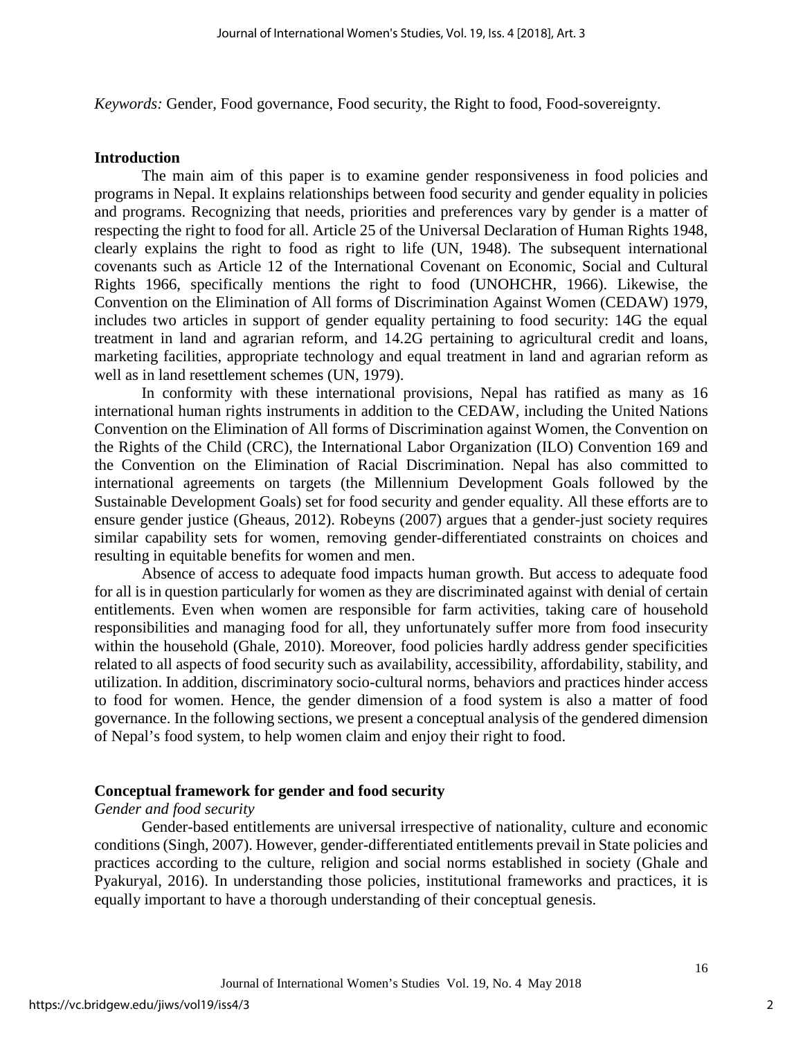*Keywords:* Gender, Food governance, Food security, the Right to food, Food-sovereignty.

## Introduction

The main aim of this paper is to examine gender responsiveness in food policies and programs in Nepal. It explains relationships between food security and gender equality in policies and programs. Recognizing that needs, priorities and preferences vary by gender is a matter of respecting the right to food for all. Article 25 of the Universal Declaration of Human Rights 1948, clearly explains the right to food as right to life (UN, 1948). The subsequent international covenants such as Article 12 of the International Covenant on Economic, Social and Cultural Rights 1966, specifically mentions the right to food (UNOHCHR, 1966). Likewise, the Convention on the Elimination of All forms of Discrimination Against Women (CEDAW) 1979, includes two articles in support of gender equality pertaining to food security: 14G the equal treatment in land and agrarian reform, and 14.2G pertaining to agricultural credit and loans, marketing facilities, appropriate technology and equal treatment in land and agrarian reform as well as in land resettlement schemes (UN, 1979).

In conformity with these international provisions, Nepal has ratified as many as 16 international human rights instruments in addition to the CEDAW, including the United Nations Convention on the Elimination of All forms of Discrimination against Women, the Convention on the Rights of the Child (CRC), the International Labor Organization (ILO) Convention 169 and the Convention on the Elimination of Racial Discrimination. Nepal has also committed to international agreements on targets (the Millennium Development Goals followed by the Sustainable Development Goals) set for food security and gender equality. All these efforts are to ensure gender justice (Gheaus, 2012). Robeyns (2007) argues that a gender-just society requires similar capability sets for women, removing gender-differentiated constraints on choices and resulting in equitable benefits for women and men.

Absence of access to adequate food impacts human growth. But access to adequate food for all is in question particularly for women as they are discriminated against with denial of certain entitlements. Even when women are responsible for farm activities, taking care of household responsibilities and managing food for all, they unfortunately suffer more from food insecurity within the household (Ghale, 2010). Moreover, food policies hardly address gender specificities related to all aspects of food security such as availability, accessibility, affordability, stability, and utilization. In addition, discriminatory socio-cultural norms, behaviors and practices hinder access to food for women. Hence, the gender dimension of a food system is also a matter of food governance. In the following sections, we present a conceptual analysis of the gendered dimension of Nepal's food system, to help women claim and enjoy their right to food.

## Conceptual framework for gender and food security

### *Gender and food security*

Gender-based entitlements are universal irrespective of nationality, culture and economic conditions (Singh, 2007). However, gender-differentiated entitlements prevail in State policies and practices according to the culture, religion and social norms established in society (Ghale and Pyakuryal, 2016). In understanding those policies, institutional frameworks and practices, it is equally important to have a thorough understanding of their conceptual genesis.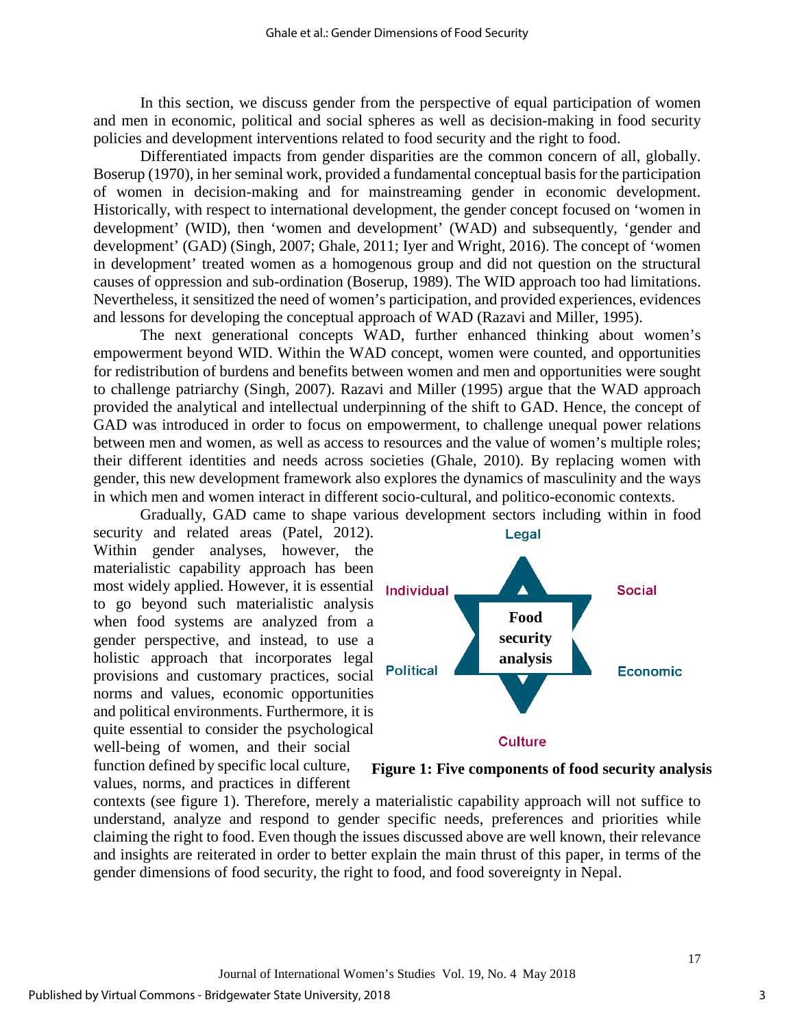In this section, we discuss gender from the perspective of equal participation of women and men in economic, political and social spheres as well as decision-making in food security policies and development interventions related to food security and the right to food.

Differentiated impacts from gender disparities are the common concern of all, globally. Boserup (1970), in her seminal work, provided a fundamental conceptual basis for the participation of women in decision-making and for mainstreaming gender in economic development. Historically, with respect to international development, the gender concept focused on 'women in development' (WID), then 'women and development' (WAD) and subsequently, 'gender and development' (GAD) (Singh, 2007; Ghale, 2011; Iyer and Wright, 2016). The concept of 'women in development' treated women as a homogenous group and did not question on the structural causes of oppression and sub-ordination (Boserup, 1989). The WID approach too had limitations. Nevertheless, it sensitized the need of women's participation, and provided experiences, evidences and lessons for developing the conceptual approach of WAD (Razavi and Miller, 1995).

The next generational concepts WAD, further enhanced thinking about women's empowerment beyond WID. Within the WAD concept, women were counted, and opportunities for redistribution of burdens and benefits between women and men and opportunities were sought to challenge patriarchy (Singh, 2007). Razavi and Miller (1995) argue that the WAD approach provided the analytical and intellectual underpinning of the shift to GAD. Hence, the concept of GAD was introduced in order to focus on empowerment, to challenge unequal power relations between men and women, as well as access to resources and the value of women's multiple roles; their different identities and needs across societies (Ghale, 2010). By replacing women with gender, this new development framework also explores the dynamics of masculinity and the ways in which men and women interact in different socio-cultural, and politico-economic contexts.

Gradually, GAD came to shape various development sectors including within in food security and related areas (Patel, 2012). Within gender analyses, however, the materialistic capability approach has been most widely applied. However, it is essential to go beyond such materialistic analysis when food systems are analyzed from a gender perspective, and instead, to use a holistic approach that incorporates legal provisions and customary practices, social norms and values, economic opportunities and political environments. Furthermore, it is quite essential to consider the psychological well-being of women, and their social function defined by specific local culture, values, norms, and practices in different contexts (see figure 1). Therefore, merely a materialistic capability approach will not suffice to understand, analyze and respond to gender specific needs, preferences and priorities while claiming the right to food. Even though the issues discussed above are well known, their relevance and insights are reiterated in order to better explain the main thrust of this paper, in terms of the gender dimensions of food security, the right to food, and food sovereignty in Nepal.

Legal

Individual

Social

Food security analysis

Political

Economic

Culture

**Figure 1: Five components of food security analysis**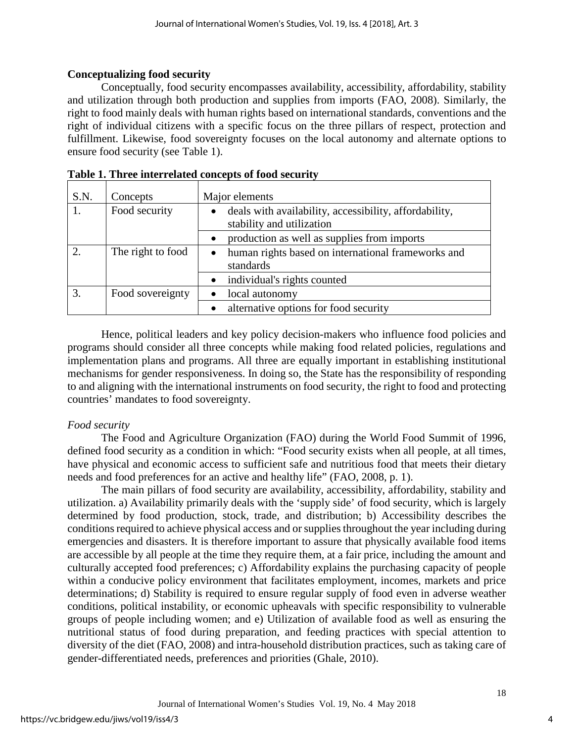**Conceptualizing food security**

Conceptually, food security encompasses availability, accessibility, affordability, stability and utilization through both production and supplies from imports (FAO, 2008). Similarly, the right to food mainly deals with human rights based on international standards, conventions and the right of individual citizens with a specific focus on the three pillars of respect, protection and fulfillment. Likewise, food sovereignty focuses on the local autonomy and alternate options to ensure food security (see Table 1).

**Table 1. Three interrelated concepts of food security**

| S.N. | Concepts | Major elements |
|---|---|---|
| 1. | Food security | • deals with availability, accessibility, affordability, stability and utilization |
| | | • production as well as supplies from imports |
| 2. | The right to food | • human rights based on international frameworks and standards |
| | | • individual's rights counted |
| 3. | Food sovereignty | • local autonomy |
| | | • alternative options for food security |

Hence, political leaders and key policy decision-makers who influence food policies and programs should consider all three concepts while making food related policies, regulations and implementation plans and programs. All three are equally important in establishing institutional mechanisms for gender responsiveness. In doing so, the State has the responsibility of responding to and aligning with the international instruments on food security, the right to food and protecting countries' mandates to food sovereignty.

*Food security*

The Food and Agriculture Organization (FAO) during the World Food Summit of 1996, defined food security as a condition in which: "Food security exists when all people, at all times, have physical and economic access to sufficient safe and nutritious food that meets their dietary needs and food preferences for an active and healthy life" (FAO, 2008, p. 1).

The main pillars of food security are availability, accessibility, affordability, stability and utilization. a) Availability primarily deals with the 'supply side' of food security, which is largely determined by food production, stock, trade, and distribution; b) Accessibility describes the conditions required to achieve physical access and or supplies throughout the year including during emergencies and disasters. It is therefore important to assure that physically available food items are accessible by all people at the time they require them, at a fair price, including the amount and culturally accepted food preferences; c) Affordability explains the purchasing capacity of people within a conducive policy environment that facilitates employment, incomes, markets and price determinations; d) Stability is required to ensure regular supply of food even in adverse weather conditions, political instability, or economic upheavals with specific responsibility to vulnerable groups of people including women; and e) Utilization of available food as well as ensuring the nutritional status of food during preparation, and feeding practices with special attention to diversity of the diet (FAO, 2008) and intra-household distribution practices, such as taking care of gender-differentiated needs, preferences and priorities (Ghale, 2010).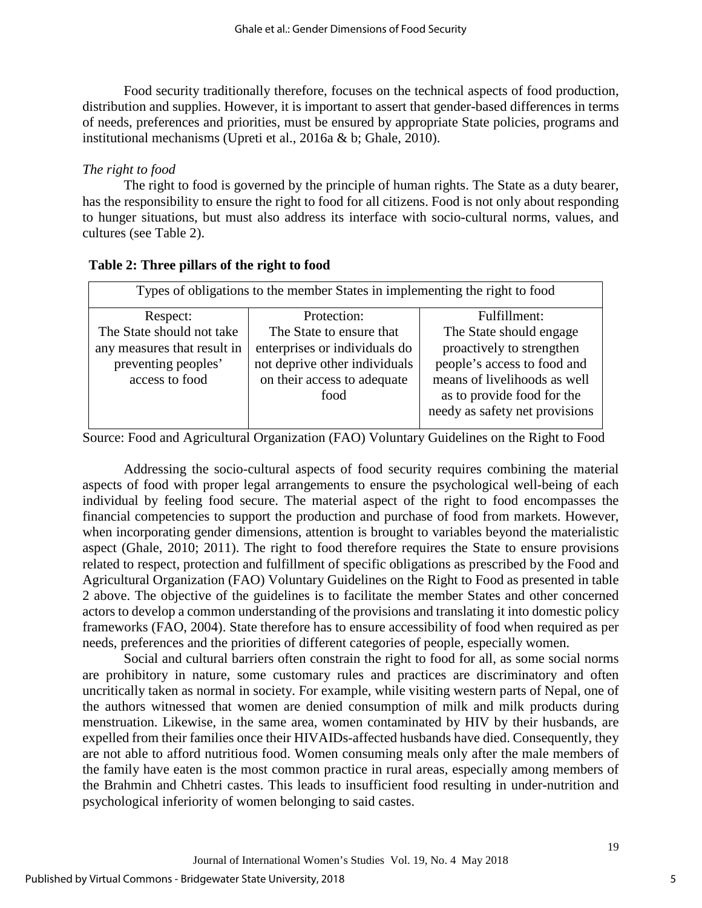Food security traditionally therefore, focuses on the technical aspects of food production, distribution and supplies. However, it is important to assert that gender-based differences in terms of needs, preferences and priorities, must be ensured by appropriate State policies, programs and institutional mechanisms (Upreti et al., 2016a & b; Ghale, 2010).

*The right to food*

The right to food is governed by the principle of human rights. The State as a duty bearer, has the responsibility to ensure the right to food for all citizens. Food is not only about responding to hunger situations, but must also address its interface with socio-cultural norms, values, and cultures (see Table 2).

**Table 2: Three pillars of the right to food**

| Types of obligations to the member States in implementing the right to food | | |
|---|---|---|
| Respect: The State should not take any measures that result in preventing peoples' access to food | Protection: The State to ensure that enterprises or individuals do not deprive other individuals on their access to adequate food | Fulfillment: The State should engage proactively to strengthen people's access to food and means of livelihoods as well as to provide food for the needy as safety net provisions |

Source: Food and Agricultural Organization (FAO) Voluntary Guidelines on the Right to Food

Addressing the socio-cultural aspects of food security requires combining the material aspects of food with proper legal arrangements to ensure the psychological well-being of each individual by feeling food secure. The material aspect of the right to food encompasses the financial competencies to support the production and purchase of food from markets. However, when incorporating gender dimensions, attention is brought to variables beyond the materialistic aspect (Ghale, 2010; 2011). The right to food therefore requires the State to ensure provisions related to respect, protection and fulfillment of specific obligations as prescribed by the Food and Agricultural Organization (FAO) Voluntary Guidelines on the Right to Food as presented in table 2 above. The objective of the guidelines is to facilitate the member States and other concerned actors to develop a common understanding of the provisions and translating it into domestic policy frameworks (FAO, 2004). State therefore has to ensure accessibility of food when required as per needs, preferences and the priorities of different categories of people, especially women.

Social and cultural barriers often constrain the right to food for all, as some social norms are prohibitory in nature, some customary rules and practices are discriminatory and often uncritically taken as normal in society. For example, while visiting western parts of Nepal, one of the authors witnessed that women are denied consumption of milk and milk products during menstruation. Likewise, in the same area, women contaminated by HIV by their husbands, are expelled from their families once their HIVAIDs-affected husbands have died. Consequently, they are not able to afford nutritious food. Women consuming meals only after the male members of the family have eaten is the most common practice in rural areas, especially among members of the Brahmin and Chhetri castes. This leads to insufficient food resulting in under-nutrition and psychological inferiority of women belonging to said castes.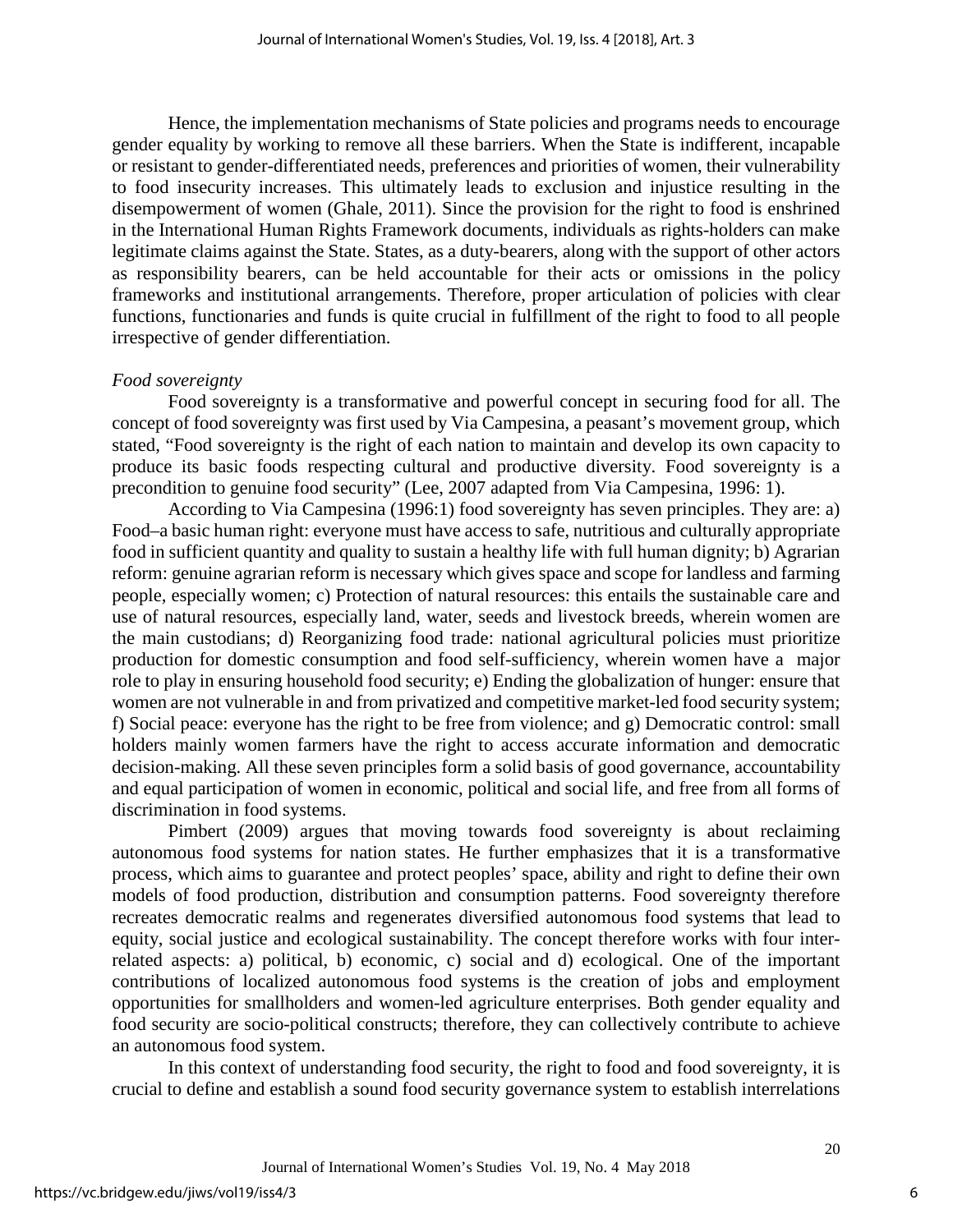Hence, the implementation mechanisms of State policies and programs needs to encourage gender equality by working to remove all these barriers. When the State is indifferent, incapable or resistant to gender-differentiated needs, preferences and priorities of women, their vulnerability to food insecurity increases. This ultimately leads to exclusion and injustice resulting in the disempowerment of women (Ghale, 2011). Since the provision for the right to food is enshrined in the International Human Rights Framework documents, individuals as rights-holders can make legitimate claims against the State. States, as a duty-bearers, along with the support of other actors as responsibility bearers, can be held accountable for their acts or omissions in the policy frameworks and institutional arrangements. Therefore, proper articulation of policies with clear functions, functionaries and funds is quite crucial in fulfillment of the right to food to all people irrespective of gender differentiation.

*Food sovereignty*

Food sovereignty is a transformative and powerful concept in securing food for all. The concept of food sovereignty was first used by Via Campesina, a peasant's movement group, which stated, "Food sovereignty is the right of each nation to maintain and develop its own capacity to produce its basic foods respecting cultural and productive diversity. Food sovereignty is a precondition to genuine food security" (Lee, 2007 adapted from Via Campesina, 1996: 1).

According to Via Campesina (1996:1) food sovereignty has seven principles. They are: a) Food–a basic human right: everyone must have access to safe, nutritious and culturally appropriate food in sufficient quantity and quality to sustain a healthy life with full human dignity; b) Agrarian reform: genuine agrarian reform is necessary which gives space and scope for landless and farming people, especially women; c) Protection of natural resources: this entails the sustainable care and use of natural resources, especially land, water, seeds and livestock breeds, wherein women are the main custodians; d) Reorganizing food trade: national agricultural policies must prioritize production for domestic consumption and food self-sufficiency, wherein women have a major role to play in ensuring household food security; e) Ending the globalization of hunger: ensure that women are not vulnerable in and from privatized and competitive market-led food security system; f) Social peace: everyone has the right to be free from violence; and g) Democratic control: small holders mainly women farmers have the right to access accurate information and democratic decision-making. All these seven principles form a solid basis of good governance, accountability and equal participation of women in economic, political and social life, and free from all forms of discrimination in food systems.

Pimbert (2009) argues that moving towards food sovereignty is about reclaiming autonomous food systems for nation states. He further emphasizes that it is a transformative process, which aims to guarantee and protect peoples' space, ability and right to define their own models of food production, distribution and consumption patterns. Food sovereignty therefore recreates democratic realms and regenerates diversified autonomous food systems that lead to equity, social justice and ecological sustainability. The concept therefore works with four inter-related aspects: a) political, b) economic, c) social and d) ecological. One of the important contributions of localized autonomous food systems is the creation of jobs and employment opportunities for smallholders and women-led agriculture enterprises. Both gender equality and food security are socio-political constructs; therefore, they can collectively contribute to achieve an autonomous food system.

In this context of understanding food security, the right to food and food sovereignty, it is crucial to define and establish a sound food security governance system to establish interrelations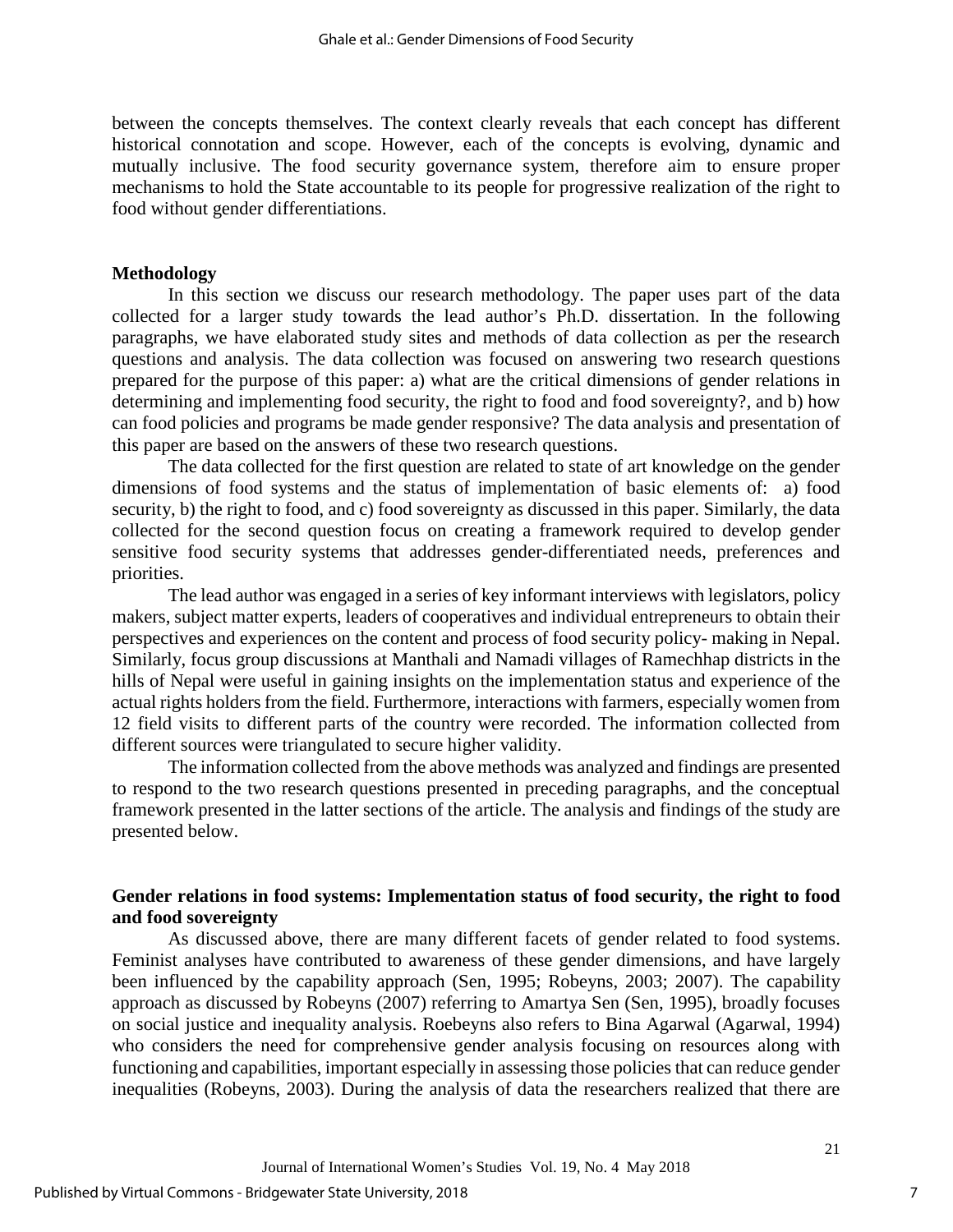between the concepts themselves. The context clearly reveals that each concept has different historical connotation and scope. However, each of the concepts is evolving, dynamic and mutually inclusive. The food security governance system, therefore aim to ensure proper mechanisms to hold the State accountable to its people for progressive realization of the right to food without gender differentiations.

## Methodology

In this section we discuss our research methodology. The paper uses part of the data collected for a larger study towards the lead author's Ph.D. dissertation. In the following paragraphs, we have elaborated study sites and methods of data collection as per the research questions and analysis. The data collection was focused on answering two research questions prepared for the purpose of this paper: a) what are the critical dimensions of gender relations in determining and implementing food security, the right to food and food sovereignty?, and b) how can food policies and programs be made gender responsive? The data analysis and presentation of this paper are based on the answers of these two research questions.

The data collected for the first question are related to state of art knowledge on the gender dimensions of food systems and the status of implementation of basic elements of: a) food security, b) the right to food, and c) food sovereignty as discussed in this paper. Similarly, the data collected for the second question focus on creating a framework required to develop gender sensitive food security systems that addresses gender-differentiated needs, preferences and priorities.

The lead author was engaged in a series of key informant interviews with legislators, policy makers, subject matter experts, leaders of cooperatives and individual entrepreneurs to obtain their perspectives and experiences on the content and process of food security policy- making in Nepal. Similarly, focus group discussions at Manthali and Namadi villages of Ramechhap districts in the hills of Nepal were useful in gaining insights on the implementation status and experience of the actual rights holders from the field. Furthermore, interactions with farmers, especially women from 12 field visits to different parts of the country were recorded. The information collected from different sources were triangulated to secure higher validity.

The information collected from the above methods was analyzed and findings are presented to respond to the two research questions presented in preceding paragraphs, and the conceptual framework presented in the latter sections of the article. The analysis and findings of the study are presented below.

## Gender relations in food systems: Implementation status of food security, the right to food and food sovereignty

As discussed above, there are many different facets of gender related to food systems. Feminist analyses have contributed to awareness of these gender dimensions, and have largely been influenced by the capability approach (Sen, 1995; Robeyns, 2003; 2007). The capability approach as discussed by Robeyns (2007) referring to Amartya Sen (Sen, 1995), broadly focuses on social justice and inequality analysis. Roebeyns also refers to Bina Agarwal (Agarwal, 1994) who considers the need for comprehensive gender analysis focusing on resources along with functioning and capabilities, important especially in assessing those policies that can reduce gender inequalities (Robeyns, 2003). During the analysis of data the researchers realized that there are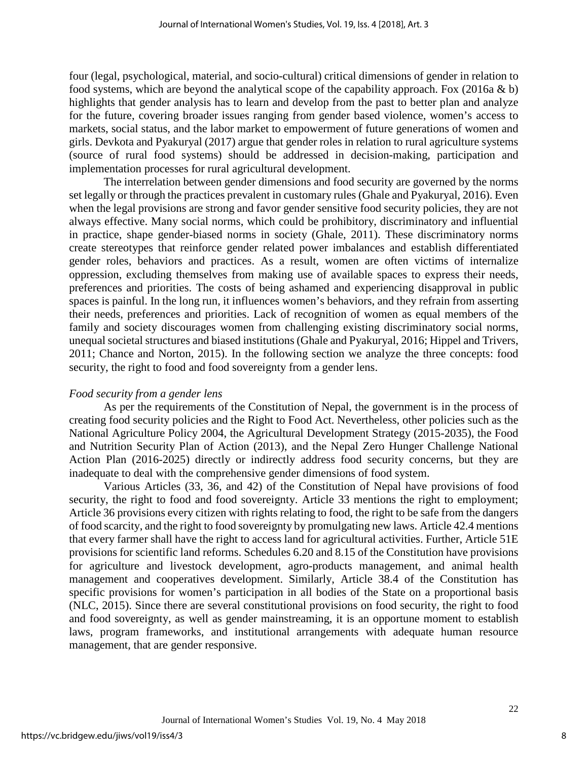four (legal, psychological, material, and socio-cultural) critical dimensions of gender in relation to food systems, which are beyond the analytical scope of the capability approach. Fox (2016a & b) highlights that gender analysis has to learn and develop from the past to better plan and analyze for the future, covering broader issues ranging from gender based violence, women's access to markets, social status, and the labor market to empowerment of future generations of women and girls. Devkota and Pyakuryal (2017) argue that gender roles in relation to rural agriculture systems (source of rural food systems) should be addressed in decision-making, participation and implementation processes for rural agricultural development.

The interrelation between gender dimensions and food security are governed by the norms set legally or through the practices prevalent in customary rules (Ghale and Pyakuryal, 2016). Even when the legal provisions are strong and favor gender sensitive food security policies, they are not always effective. Many social norms, which could be prohibitory, discriminatory and influential in practice, shape gender-biased norms in society (Ghale, 2011). These discriminatory norms create stereotypes that reinforce gender related power imbalances and establish differentiated gender roles, behaviors and practices. As a result, women are often victims of internalize oppression, excluding themselves from making use of available spaces to express their needs, preferences and priorities. The costs of being ashamed and experiencing disapproval in public spaces is painful. In the long run, it influences women's behaviors, and they refrain from asserting their needs, preferences and priorities. Lack of recognition of women as equal members of the family and society discourages women from challenging existing discriminatory social norms, unequal societal structures and biased institutions (Ghale and Pyakuryal, 2016; Hippel and Trivers, 2011; Chance and Norton, 2015). In the following section we analyze the three concepts: food security, the right to food and food sovereignty from a gender lens.

*Food security from a gender lens*

As per the requirements of the Constitution of Nepal, the government is in the process of creating food security policies and the Right to Food Act. Nevertheless, other policies such as the National Agriculture Policy 2004, the Agricultural Development Strategy (2015-2035), the Food and Nutrition Security Plan of Action (2013), and the Nepal Zero Hunger Challenge National Action Plan (2016-2025) directly or indirectly address food security concerns, but they are inadequate to deal with the comprehensive gender dimensions of food system.

Various Articles (33, 36, and 42) of the Constitution of Nepal have provisions of food security, the right to food and food sovereignty. Article 33 mentions the right to employment; Article 36 provisions every citizen with rights relating to food, the right to be safe from the dangers of food scarcity, and the right to food sovereignty by promulgating new laws. Article 42.4 mentions that every farmer shall have the right to access land for agricultural activities. Further, Article 51E provisions for scientific land reforms. Schedules 6.20 and 8.15 of the Constitution have provisions for agriculture and livestock development, agro-products management, and animal health management and cooperatives development. Similarly, Article 38.4 of the Constitution has specific provisions for women's participation in all bodies of the State on a proportional basis (NLC, 2015). Since there are several constitutional provisions on food security, the right to food and food sovereignty, as well as gender mainstreaming, it is an opportune moment to establish laws, program frameworks, and institutional arrangements with adequate human resource management, that are gender responsive.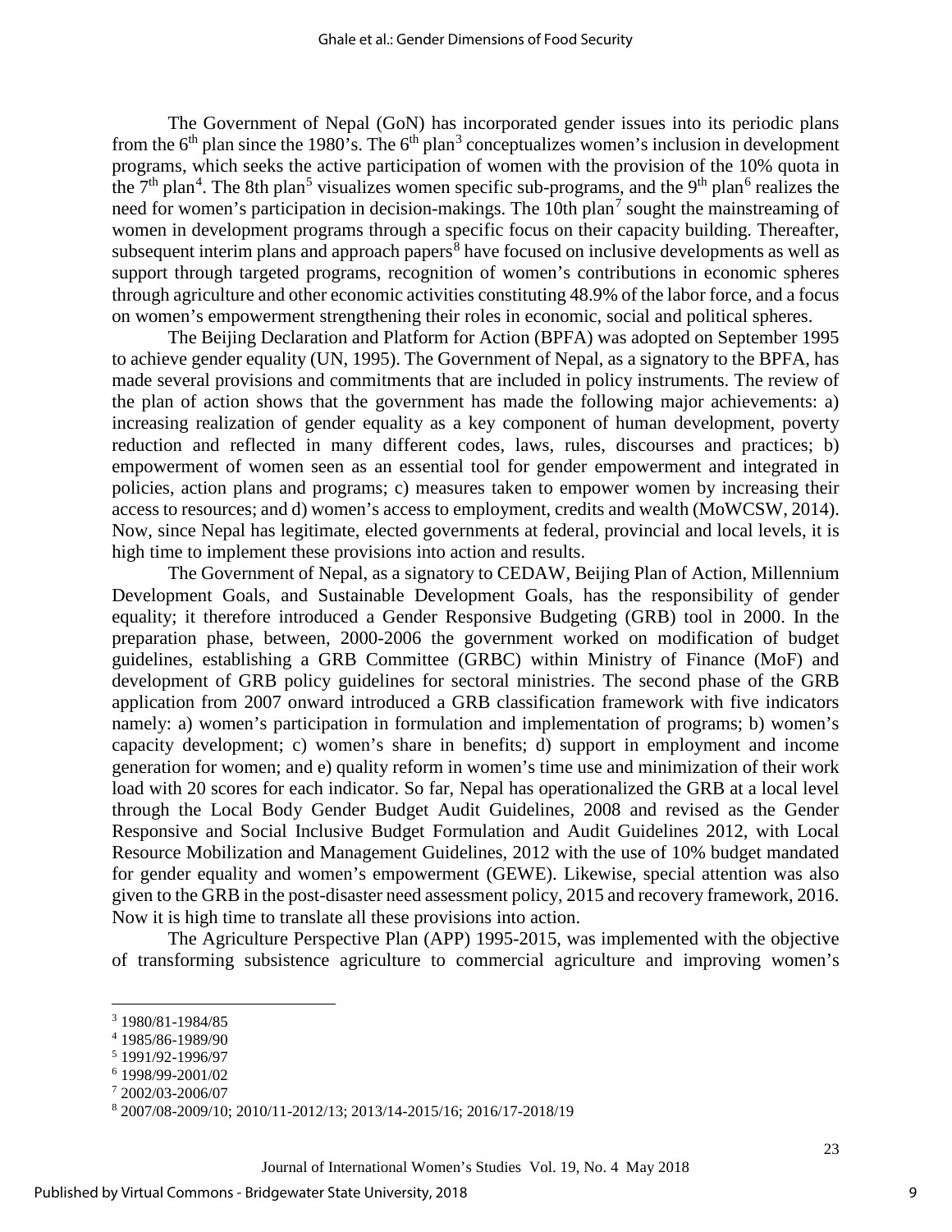The Government of Nepal (GoN) has incorporated gender issues into its periodic plans from the 6th plan since the 1980's. The 6th plan[3] conceptualizes women's inclusion in development programs, which seeks the active participation of women with the provision of the 10% quota in the 7th plan[4]. The 8th plan[5] visualizes women specific sub-programs, and the 9th plan[6] realizes the need for women's participation in decision-makings. The 10th plan[7] sought the mainstreaming of women in development programs through a specific focus on their capacity building. Thereafter, subsequent interim plans and approach papers[8] have focused on inclusive developments as well as support through targeted programs, recognition of women's contributions in economic spheres through agriculture and other economic activities constituting 48.9% of the labor force, and a focus on women's empowerment strengthening their roles in economic, social and political spheres.

The Beijing Declaration and Platform for Action (BPFA) was adopted on September 1995 to achieve gender equality (UN, 1995). The Government of Nepal, as a signatory to the BPFA, has made several provisions and commitments that are included in policy instruments. The review of the plan of action shows that the government has made the following major achievements: a) increasing realization of gender equality as a key component of human development, poverty reduction and reflected in many different codes, laws, rules, discourses and practices; b) empowerment of women seen as an essential tool for gender empowerment and integrated in policies, action plans and programs; c) measures taken to empower women by increasing their access to resources; and d) women's access to employment, credits and wealth (MoWCSW, 2014). Now, since Nepal has legitimate, elected governments at federal, provincial and local levels, it is high time to implement these provisions into action and results.

The Government of Nepal, as a signatory to CEDAW, Beijing Plan of Action, Millennium Development Goals, and Sustainable Development Goals, has the responsibility of gender equality; it therefore introduced a Gender Responsive Budgeting (GRB) tool in 2000. In the preparation phase, between, 2000-2006 the government worked on modification of budget guidelines, establishing a GRB Committee (GRBC) within Ministry of Finance (MoF) and development of GRB policy guidelines for sectoral ministries. The second phase of the GRB application from 2007 onward introduced a GRB classification framework with five indicators namely: a) women's participation in formulation and implementation of programs; b) women's capacity development; c) women's share in benefits; d) support in employment and income generation for women; and e) quality reform in women's time use and minimization of their work load with 20 scores for each indicator. So far, Nepal has operationalized the GRB at a local level through the Local Body Gender Budget Audit Guidelines, 2008 and revised as the Gender Responsive and Social Inclusive Budget Formulation and Audit Guidelines 2012, with Local Resource Mobilization and Management Guidelines, 2012 with the use of 10% budget mandated for gender equality and women's empowerment (GEWE). Likewise, special attention was also given to the GRB in the post-disaster need assessment policy, 2015 and recovery framework, 2016. Now it is high time to translate all these provisions into action.

The Agriculture Perspective Plan (APP) 1995-2015, was implemented with the objective of transforming subsistence agriculture to commercial agriculture and improving women's

---

[3] 1980/81-1984/85

[4] 1985/86-1989/90

[5] 1991/92-1996/97

[6] 1998/99-2001/02

[7] 2002/03-2006/07

[8] 2007/08-2009/10; 2010/11-2012/13; 2013/14-2015/16; 2016/17-2018/19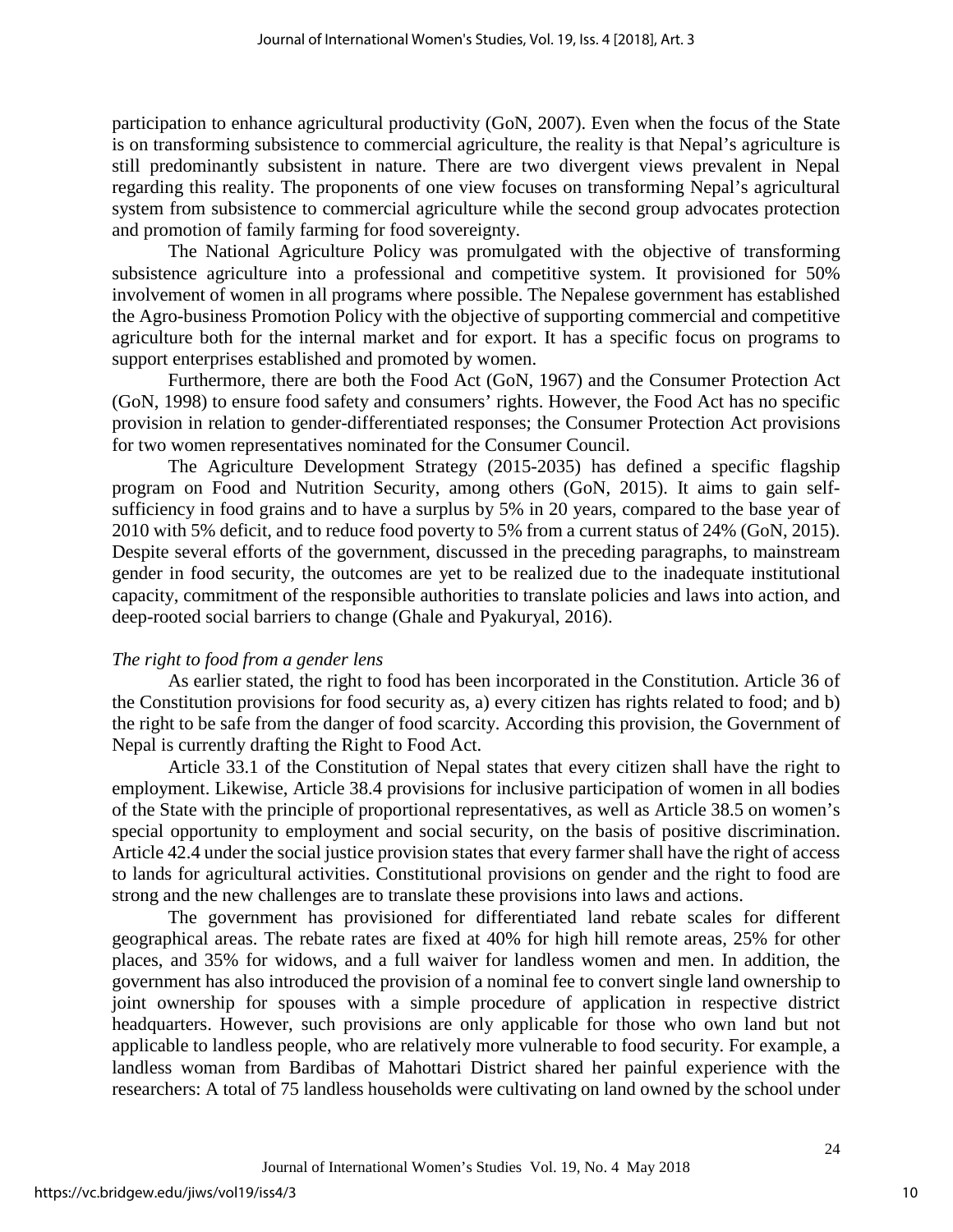participation to enhance agricultural productivity (GoN, 2007). Even when the focus of the State is on transforming subsistence to commercial agriculture, the reality is that Nepal's agriculture is still predominantly subsistent in nature. There are two divergent views prevalent in Nepal regarding this reality. The proponents of one view focuses on transforming Nepal's agricultural system from subsistence to commercial agriculture while the second group advocates protection and promotion of family farming for food sovereignty.

The National Agriculture Policy was promulgated with the objective of transforming subsistence agriculture into a professional and competitive system. It provisioned for 50% involvement of women in all programs where possible. The Nepalese government has established the Agro-business Promotion Policy with the objective of supporting commercial and competitive agriculture both for the internal market and for export. It has a specific focus on programs to support enterprises established and promoted by women.

Furthermore, there are both the Food Act (GoN, 1967) and the Consumer Protection Act (GoN, 1998) to ensure food safety and consumers' rights. However, the Food Act has no specific provision in relation to gender-differentiated responses; the Consumer Protection Act provisions for two women representatives nominated for the Consumer Council.

The Agriculture Development Strategy (2015-2035) has defined a specific flagship program on Food and Nutrition Security, among others (GoN, 2015). It aims to gain self-sufficiency in food grains and to have a surplus by 5% in 20 years, compared to the base year of 2010 with 5% deficit, and to reduce food poverty to 5% from a current status of 24% (GoN, 2015). Despite several efforts of the government, discussed in the preceding paragraphs, to mainstream gender in food security, the outcomes are yet to be realized due to the inadequate institutional capacity, commitment of the responsible authorities to translate policies and laws into action, and deep-rooted social barriers to change (Ghale and Pyakuryal, 2016).

*The right to food from a gender lens*

As earlier stated, the right to food has been incorporated in the Constitution. Article 36 of the Constitution provisions for food security as, a) every citizen has rights related to food; and b) the right to be safe from the danger of food scarcity. According this provision, the Government of Nepal is currently drafting the Right to Food Act.

Article 33.1 of the Constitution of Nepal states that every citizen shall have the right to employment. Likewise, Article 38.4 provisions for inclusive participation of women in all bodies of the State with the principle of proportional representatives, as well as Article 38.5 on women's special opportunity to employment and social security, on the basis of positive discrimination. Article 42.4 under the social justice provision states that every farmer shall have the right of access to lands for agricultural activities. Constitutional provisions on gender and the right to food are strong and the new challenges are to translate these provisions into laws and actions.

The government has provisioned for differentiated land rebate scales for different geographical areas. The rebate rates are fixed at 40% for high hill remote areas, 25% for other places, and 35% for widows, and a full waiver for landless women and men. In addition, the government has also introduced the provision of a nominal fee to convert single land ownership to joint ownership for spouses with a simple procedure of application in respective district headquarters. However, such provisions are only applicable for those who own land but not applicable to landless people, who are relatively more vulnerable to food security. For example, a landless woman from Bardibas of Mahottari District shared her painful experience with the researchers: A total of 75 landless households were cultivating on land owned by the school under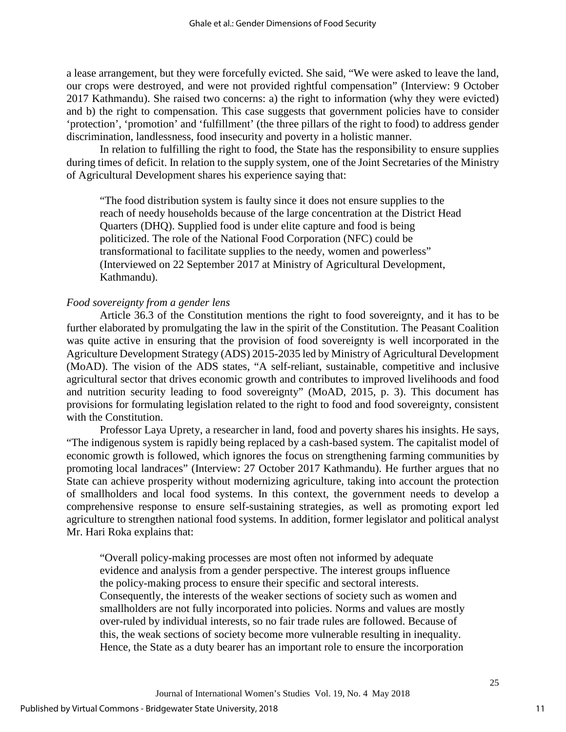a lease arrangement, but they were forcefully evicted. She said, "We were asked to leave the land, our crops were destroyed, and were not provided rightful compensation" (Interview: 9 October 2017 Kathmandu). She raised two concerns: a) the right to information (why they were evicted) and b) the right to compensation. This case suggests that government policies have to consider 'protection', 'promotion' and 'fulfillment' (the three pillars of the right to food) to address gender discrimination, landlessness, food insecurity and poverty in a holistic manner.

In relation to fulfilling the right to food, the State has the responsibility to ensure supplies during times of deficit. In relation to the supply system, one of the Joint Secretaries of the Ministry of Agricultural Development shares his experience saying that:

> "The food distribution system is faulty since it does not ensure supplies to the reach of needy households because of the large concentration at the District Head Quarters (DHQ). Supplied food is under elite capture and food is being politicized. The role of the National Food Corporation (NFC) could be transformational to facilitate supplies to the needy, women and powerless" (Interviewed on 22 September 2017 at Ministry of Agricultural Development, Kathmandu).

*Food sovereignty from a gender lens*

Article 36.3 of the Constitution mentions the right to food sovereignty, and it has to be further elaborated by promulgating the law in the spirit of the Constitution. The Peasant Coalition was quite active in ensuring that the provision of food sovereignty is well incorporated in the Agriculture Development Strategy (ADS) 2015-2035 led by Ministry of Agricultural Development (MoAD). The vision of the ADS states, "A self-reliant, sustainable, competitive and inclusive agricultural sector that drives economic growth and contributes to improved livelihoods and food and nutrition security leading to food sovereignty" (MoAD, 2015, p. 3). This document has provisions for formulating legislation related to the right to food and food sovereignty, consistent with the Constitution.

Professor Laya Uprety, a researcher in land, food and poverty shares his insights. He says, "The indigenous system is rapidly being replaced by a cash-based system. The capitalist model of economic growth is followed, which ignores the focus on strengthening farming communities by promoting local landraces" (Interview: 27 October 2017 Kathmandu). He further argues that no State can achieve prosperity without modernizing agriculture, taking into account the protection of smallholders and local food systems. In this context, the government needs to develop a comprehensive response to ensure self-sustaining strategies, as well as promoting export led agriculture to strengthen national food systems. In addition, former legislator and political analyst Mr. Hari Roka explains that:

> "Overall policy-making processes are most often not informed by adequate evidence and analysis from a gender perspective. The interest groups influence the policy-making process to ensure their specific and sectoral interests. Consequently, the interests of the weaker sections of society such as women and smallholders are not fully incorporated into policies. Norms and values are mostly over-ruled by individual interests, so no fair trade rules are followed. Because of this, the weak sections of society become more vulnerable resulting in inequality. Hence, the State as a duty bearer has an important role to ensure the incorporation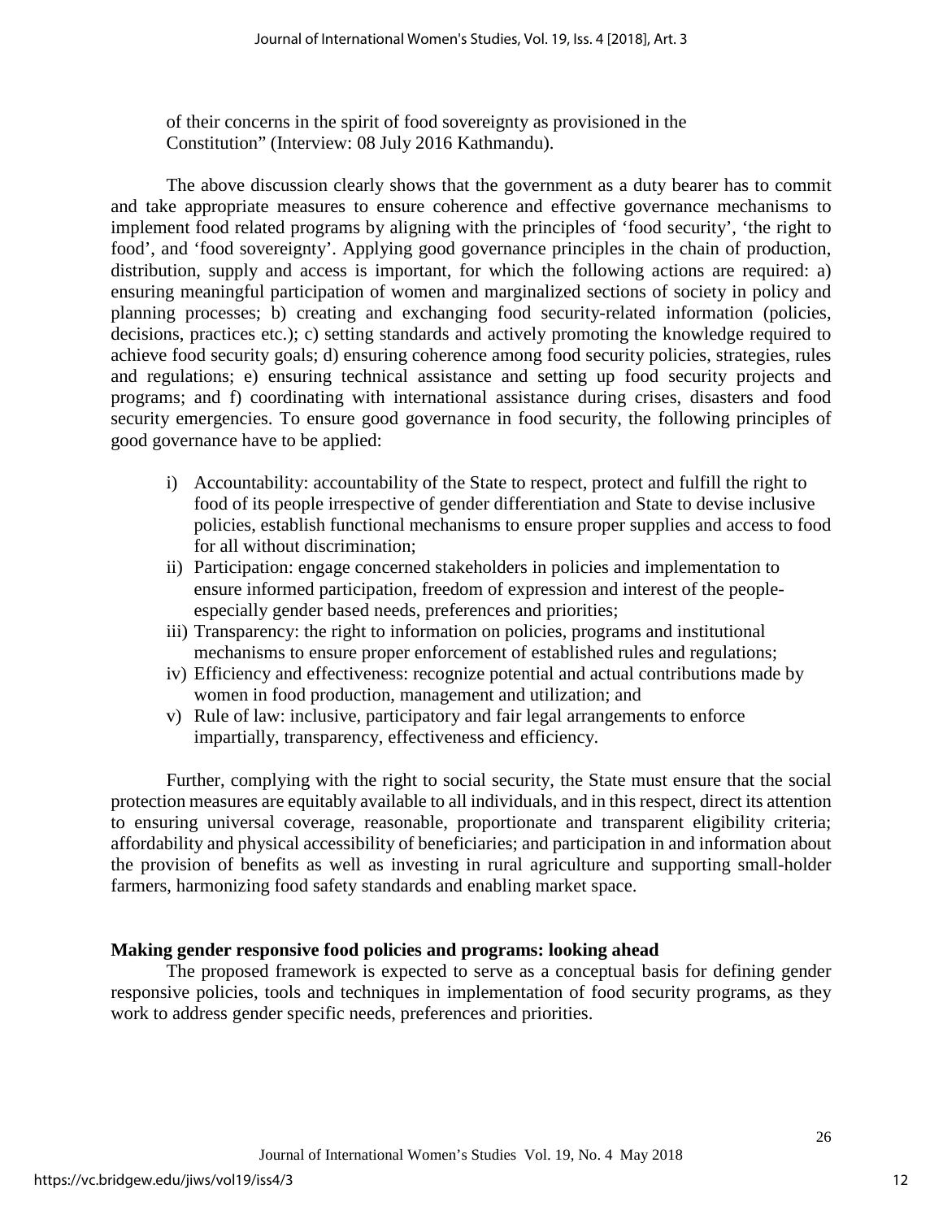of their concerns in the spirit of food sovereignty as provisioned in the Constitution" (Interview: 08 July 2016 Kathmandu).

The above discussion clearly shows that the government as a duty bearer has to commit and take appropriate measures to ensure coherence and effective governance mechanisms to implement food related programs by aligning with the principles of 'food security', 'the right to food', and 'food sovereignty'. Applying good governance principles in the chain of production, distribution, supply and access is important, for which the following actions are required: a) ensuring meaningful participation of women and marginalized sections of society in policy and planning processes; b) creating and exchanging food security-related information (policies, decisions, practices etc.); c) setting standards and actively promoting the knowledge required to achieve food security goals; d) ensuring coherence among food security policies, strategies, rules and regulations; e) ensuring technical assistance and setting up food security projects and programs; and f) coordinating with international assistance during crises, disasters and food security emergencies. To ensure good governance in food security, the following principles of good governance have to be applied:

i) Accountability: accountability of the State to respect, protect and fulfill the right to food of its people irrespective of gender differentiation and State to devise inclusive policies, establish functional mechanisms to ensure proper supplies and access to food for all without discrimination;
ii) Participation: engage concerned stakeholders in policies and implementation to ensure informed participation, freedom of expression and interest of the people-especially gender based needs, preferences and priorities;
iii) Transparency: the right to information on policies, programs and institutional mechanisms to ensure proper enforcement of established rules and regulations;
iv) Efficiency and effectiveness: recognize potential and actual contributions made by women in food production, management and utilization; and
v) Rule of law: inclusive, participatory and fair legal arrangements to enforce impartially, transparency, effectiveness and efficiency.

Further, complying with the right to social security, the State must ensure that the social protection measures are equitably available to all individuals, and in this respect, direct its attention to ensuring universal coverage, reasonable, proportionate and transparent eligibility criteria; affordability and physical accessibility of beneficiaries; and participation in and information about the provision of benefits as well as investing in rural agriculture and supporting small-holder farmers, harmonizing food safety standards and enabling market space.

**Making gender responsive food policies and programs: looking ahead**

The proposed framework is expected to serve as a conceptual basis for defining gender responsive policies, tools and techniques in implementation of food security programs, as they work to address gender specific needs, preferences and priorities.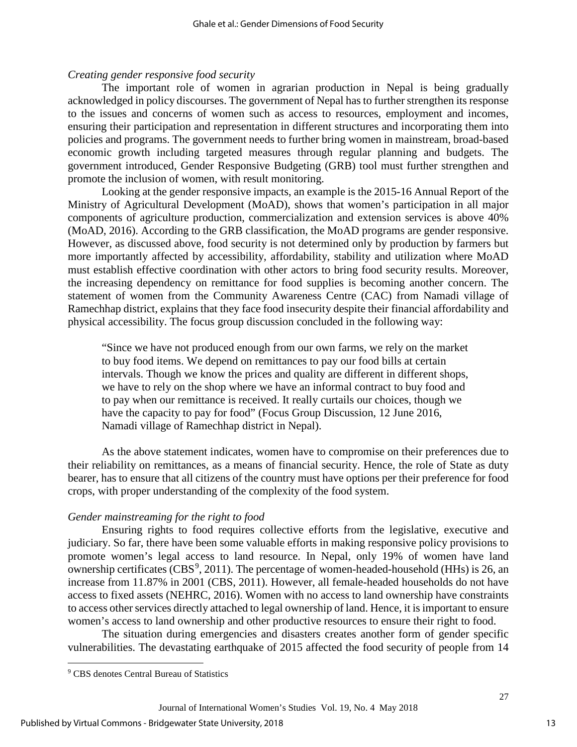*Creating gender responsive food security*

The important role of women in agrarian production in Nepal is being gradually acknowledged in policy discourses. The government of Nepal has to further strengthen its response to the issues and concerns of women such as access to resources, employment and incomes, ensuring their participation and representation in different structures and incorporating them into policies and programs. The government needs to further bring women in mainstream, broad-based economic growth including targeted measures through regular planning and budgets. The government introduced, Gender Responsive Budgeting (GRB) tool must further strengthen and promote the inclusion of women, with result monitoring.

Looking at the gender responsive impacts, an example is the 2015-16 Annual Report of the Ministry of Agricultural Development (MoAD), shows that women's participation in all major components of agriculture production, commercialization and extension services is above 40% (MoAD, 2016). According to the GRB classification, the MoAD programs are gender responsive. However, as discussed above, food security is not determined only by production by farmers but more importantly affected by accessibility, affordability, stability and utilization where MoAD must establish effective coordination with other actors to bring food security results. Moreover, the increasing dependency on remittance for food supplies is becoming another concern. The statement of women from the Community Awareness Centre (CAC) from Namadi village of Ramechhap district, explains that they face food insecurity despite their financial affordability and physical accessibility. The focus group discussion concluded in the following way:

> "Since we have not produced enough from our own farms, we rely on the market to buy food items. We depend on remittances to pay our food bills at certain intervals. Though we know the prices and quality are different in different shops, we have to rely on the shop where we have an informal contract to buy food and to pay when our remittance is received. It really curtails our choices, though we have the capacity to pay for food" (Focus Group Discussion, 12 June 2016, Namadi village of Ramechhap district in Nepal).

As the above statement indicates, women have to compromise on their preferences due to their reliability on remittances, as a means of financial security. Hence, the role of State as duty bearer, has to ensure that all citizens of the country must have options per their preference for food crops, with proper understanding of the complexity of the food system.

*Gender mainstreaming for the right to food*

Ensuring rights to food requires collective efforts from the legislative, executive and judiciary. So far, there have been some valuable efforts in making responsive policy provisions to promote women's legal access to land resource. In Nepal, only 19% of women have land ownership certificates (CBS[9], 2011). The percentage of women-headed-household (HHs) is 26, an increase from 11.87% in 2001 (CBS, 2011). However, all female-headed households do not have access to fixed assets (NEHRC, 2016). Women with no access to land ownership have constraints to access other services directly attached to legal ownership of land. Hence, it is important to ensure women's access to land ownership and other productive resources to ensure their right to food.

The situation during emergencies and disasters creates another form of gender specific vulnerabilities. The devastating earthquake of 2015 affected the food security of people from 14

[9] CBS denotes Central Bureau of Statistics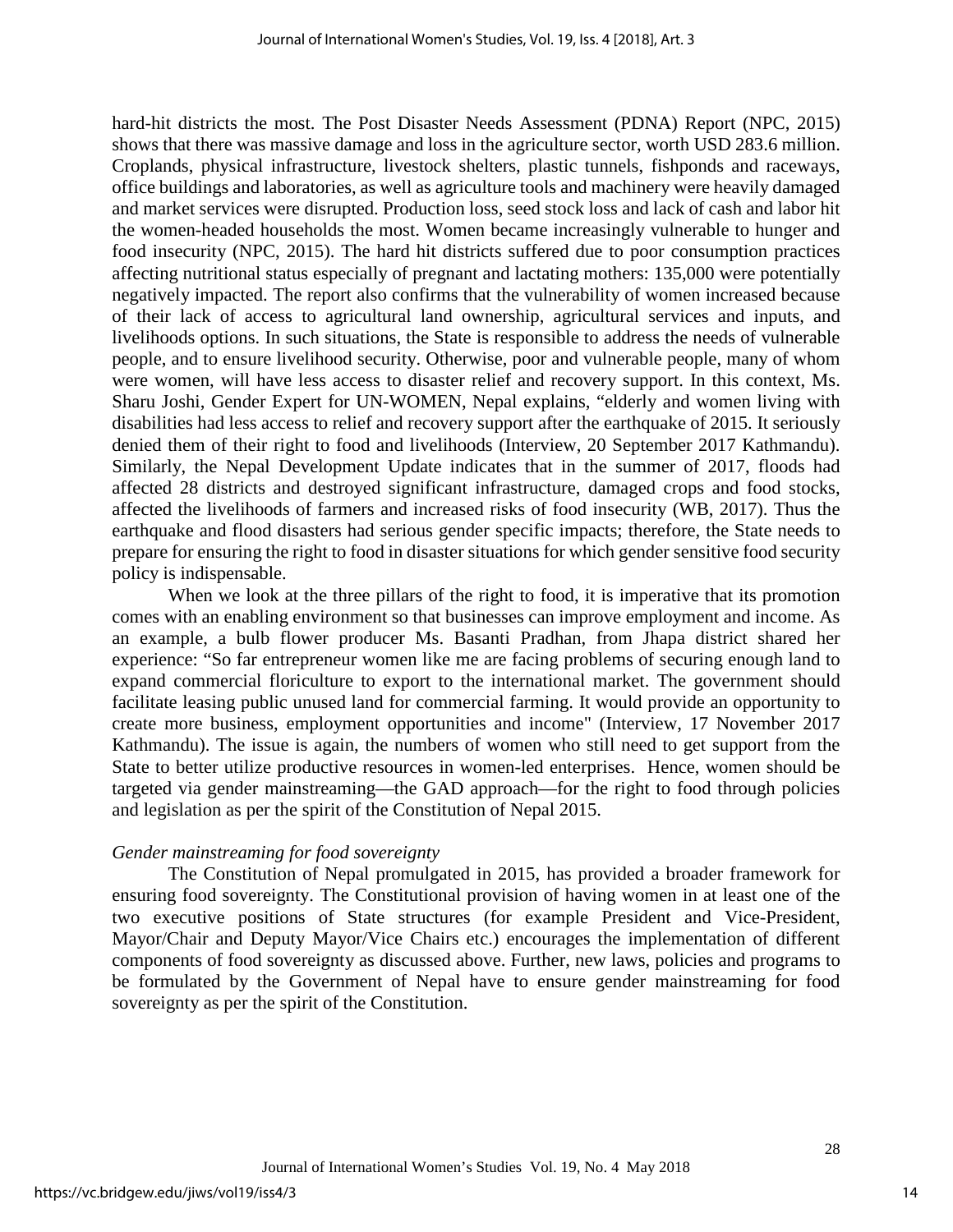hard-hit districts the most. The Post Disaster Needs Assessment (PDNA) Report (NPC, 2015) shows that there was massive damage and loss in the agriculture sector, worth USD 283.6 million. Croplands, physical infrastructure, livestock shelters, plastic tunnels, fishponds and raceways, office buildings and laboratories, as well as agriculture tools and machinery were heavily damaged and market services were disrupted. Production loss, seed stock loss and lack of cash and labor hit the women-headed households the most. Women became increasingly vulnerable to hunger and food insecurity (NPC, 2015). The hard hit districts suffered due to poor consumption practices affecting nutritional status especially of pregnant and lactating mothers: 135,000 were potentially negatively impacted. The report also confirms that the vulnerability of women increased because of their lack of access to agricultural land ownership, agricultural services and inputs, and livelihoods options. In such situations, the State is responsible to address the needs of vulnerable people, and to ensure livelihood security. Otherwise, poor and vulnerable people, many of whom were women, will have less access to disaster relief and recovery support. In this context, Ms. Sharu Joshi, Gender Expert for UN-WOMEN, Nepal explains, "elderly and women living with disabilities had less access to relief and recovery support after the earthquake of 2015. It seriously denied them of their right to food and livelihoods (Interview, 20 September 2017 Kathmandu). Similarly, the Nepal Development Update indicates that in the summer of 2017, floods had affected 28 districts and destroyed significant infrastructure, damaged crops and food stocks, affected the livelihoods of farmers and increased risks of food insecurity (WB, 2017). Thus the earthquake and flood disasters had serious gender specific impacts; therefore, the State needs to prepare for ensuring the right to food in disaster situations for which gender sensitive food security policy is indispensable.

When we look at the three pillars of the right to food, it is imperative that its promotion comes with an enabling environment so that businesses can improve employment and income. As an example, a bulb flower producer Ms. Basanti Pradhan, from Jhapa district shared her experience: "So far entrepreneur women like me are facing problems of securing enough land to expand commercial floriculture to export to the international market. The government should facilitate leasing public unused land for commercial farming. It would provide an opportunity to create more business, employment opportunities and income" (Interview, 17 November 2017 Kathmandu). The issue is again, the numbers of women who still need to get support from the State to better utilize productive resources in women-led enterprises. Hence, women should be targeted via gender mainstreaming—the GAD approach—for the right to food through policies and legislation as per the spirit of the Constitution of Nepal 2015.

*Gender mainstreaming for food sovereignty*

The Constitution of Nepal promulgated in 2015, has provided a broader framework for ensuring food sovereignty. The Constitutional provision of having women in at least one of the two executive positions of State structures (for example President and Vice-President, Mayor/Chair and Deputy Mayor/Vice Chairs etc.) encourages the implementation of different components of food sovereignty as discussed above. Further, new laws, policies and programs to be formulated by the Government of Nepal have to ensure gender mainstreaming for food sovereignty as per the spirit of the Constitution.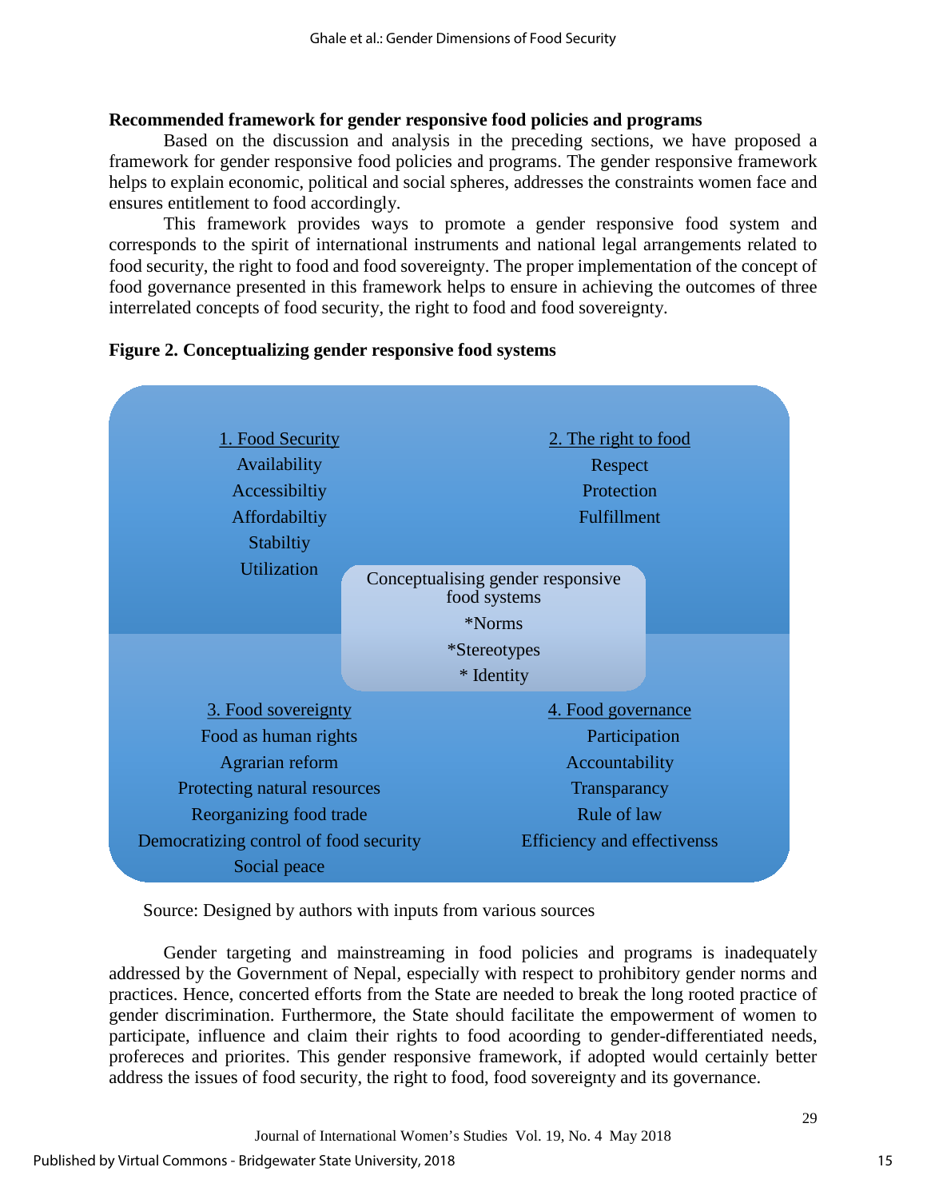**Recommended framework for gender responsive food policies and programs**

Based on the discussion and analysis in the preceding sections, we have proposed a framework for gender responsive food policies and programs. The gender responsive framework helps to explain economic, political and social spheres, addresses the constraints women face and ensures entitlement to food accordingly.

This framework provides ways to promote a gender responsive food system and corresponds to the spirit of international instruments and national legal arrangements related to food security, the right to food and food sovereignty. The proper implementation of the concept of food governance presented in this framework helps to ensure in achieving the outcomes of three interrelated concepts of food security, the right to food and food sovereignty.

**Figure 2. Conceptualizing gender responsive food systems**

1. Food Security
   - Availability
   - Accessibiltiy
   - Affordabiltiy
   - Stabiltiy
   - Utilization

2. The right to food
   - Respect
   - Protection
   - Fulfillment

Conceptualising gender responsive food systems
*Norms
*Stereotypes
* Identity

3. Food sovereignty
   - Food as human rights
   - Agrarian reform
   - Protecting natural resources
   - Reorganizing food trade
   - Democratizing control of food security
   - Social peace

4. Food governance
   - Participation
   - Accountability
   - Transparancy
   - Rule of law
   - Efficiency and effectivenss

Source: Designed by authors with inputs from various sources

Gender targeting and mainstreaming in food policies and programs is inadequately addressed by the Government of Nepal, especially with respect to prohibitory gender norms and practices. Hence, concerted efforts from the State are needed to break the long rooted practice of gender discrimination. Furthermore, the State should facilitate the empowerment of women to participate, influence and claim their rights to food acoording to gender-differentiated needs, profereces and priorites. This gender responsive framework, if adopted would certainly better address the issues of food security, the right to food, food sovereignty and its governance.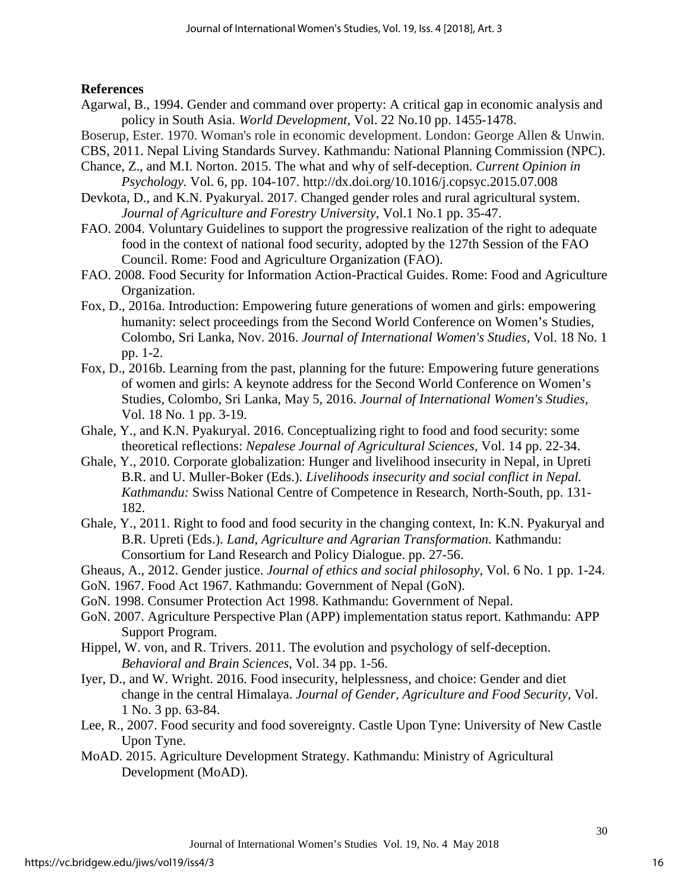## References

Agarwal, B., 1994. Gender and command over property: A critical gap in economic analysis and policy in South Asia. *World Development*, Vol. 22 No.10 pp. 1455-1478.

Boserup, Ester. 1970. Woman's role in economic development. London: George Allen & Unwin.

CBS, 2011. Nepal Living Standards Survey. Kathmandu: National Planning Commission (NPC).

Chance, Z., and M.I. Norton. 2015. The what and why of self-deception. *Current Opinion in Psychology.* Vol. 6, pp. 104-107. http://dx.doi.org/10.1016/j.copsyc.2015.07.008

Devkota, D., and K.N. Pyakuryal. 2017. Changed gender roles and rural agricultural system. *Journal of Agriculture and Forestry University*, Vol.1 No.1 pp. 35-47.

FAO. 2004. Voluntary Guidelines to support the progressive realization of the right to adequate food in the context of national food security, adopted by the 127th Session of the FAO Council. Rome: Food and Agriculture Organization (FAO).

FAO. 2008. Food Security for Information Action-Practical Guides. Rome: Food and Agriculture Organization.

Fox, D., 2016a. Introduction: Empowering future generations of women and girls: empowering humanity: select proceedings from the Second World Conference on Women's Studies, Colombo, Sri Lanka, Nov. 2016. *Journal of International Women's Studies,* Vol. 18 No. 1 pp. 1-2.

Fox, D., 2016b. Learning from the past, planning for the future: Empowering future generations of women and girls: A keynote address for the Second World Conference on Women's Studies, Colombo, Sri Lanka, May 5, 2016. *Journal of International Women's Studies*, Vol. 18 No. 1 pp. 3-19.

Ghale, Y., and K.N. Pyakuryal. 2016. Conceptualizing right to food and food security: some theoretical reflections: *Nepalese Journal of Agricultural Sciences,* Vol. 14 pp. 22-34.

Ghale, Y., 2010. Corporate globalization: Hunger and livelihood insecurity in Nepal, in Upreti B.R. and U. Muller-Boker (Eds.). *Livelihoods insecurity and social conflict in Nepal. Kathmandu:* Swiss National Centre of Competence in Research, North-South, pp. 131-182.

Ghale, Y., 2011. Right to food and food security in the changing context, In: K.N. Pyakuryal and B.R. Upreti (Eds.). *Land, Agriculture and Agrarian Transformation.* Kathmandu: Consortium for Land Research and Policy Dialogue. pp. 27-56.

Gheaus, A., 2012. Gender justice. *Journal of ethics and social philosophy,* Vol. 6 No. 1 pp. 1-24.

GoN. 1967. Food Act 1967. Kathmandu: Government of Nepal (GoN).

GoN. 1998. Consumer Protection Act 1998. Kathmandu: Government of Nepal.

GoN. 2007. Agriculture Perspective Plan (APP) implementation status report. Kathmandu: APP Support Program.

Hippel, W. von, and R. Trivers. 2011. The evolution and psychology of self-deception. *Behavioral and Brain Sciences*, Vol. 34 pp. 1-56.

Iyer, D., and W. Wright. 2016. Food insecurity, helplessness, and choice: Gender and diet change in the central Himalaya. *Journal of Gender, Agriculture and Food Security,* Vol. 1 No. 3 pp. 63-84.

Lee, R., 2007. Food security and food sovereignty. Castle Upon Tyne: University of New Castle Upon Tyne.

MoAD. 2015. Agriculture Development Strategy. Kathmandu: Ministry of Agricultural Development (MoAD).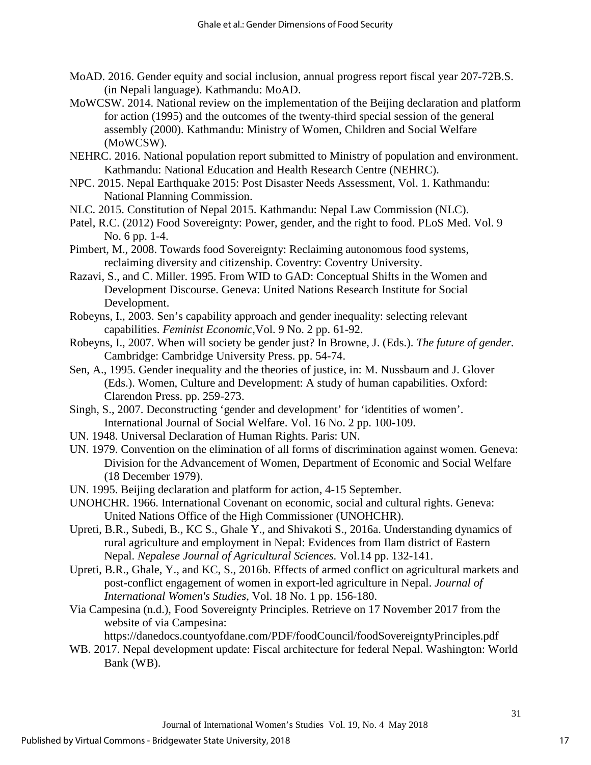MoAD. 2016. Gender equity and social inclusion, annual progress report fiscal year 207-72B.S. (in Nepali language). Kathmandu: MoAD.

MoWCSW. 2014. National review on the implementation of the Beijing declaration and platform for action (1995) and the outcomes of the twenty-third special session of the general assembly (2000). Kathmandu: Ministry of Women, Children and Social Welfare (MoWCSW).

NEHRC. 2016. National population report submitted to Ministry of population and environment. Kathmandu: National Education and Health Research Centre (NEHRC).

NPC. 2015. Nepal Earthquake 2015: Post Disaster Needs Assessment, Vol. 1. Kathmandu: National Planning Commission.

NLC. 2015. Constitution of Nepal 2015. Kathmandu: Nepal Law Commission (NLC).

Patel, R.C. (2012) Food Sovereignty: Power, gender, and the right to food. PLoS Med. Vol. 9 No. 6 pp. 1-4.

Pimbert, M., 2008. Towards food Sovereignty: Reclaiming autonomous food systems, reclaiming diversity and citizenship. Coventry: Coventry University.

Razavi, S., and C. Miller. 1995. From WID to GAD: Conceptual Shifts in the Women and Development Discourse. Geneva: United Nations Research Institute for Social Development.

Robeyns, I., 2003. Sen's capability approach and gender inequality: selecting relevant capabilities. *Feminist Economic*,Vol. 9 No. 2 pp. 61-92.

Robeyns, I., 2007. When will society be gender just? In Browne, J. (Eds.). *The future of gender.* Cambridge: Cambridge University Press. pp. 54-74.

Sen, A., 1995. Gender inequality and the theories of justice, in: M. Nussbaum and J. Glover (Eds.). Women, Culture and Development: A study of human capabilities. Oxford: Clarendon Press. pp. 259-273.

Singh, S., 2007. Deconstructing 'gender and development' for 'identities of women'. International Journal of Social Welfare. Vol. 16 No. 2 pp. 100-109.

UN. 1948. Universal Declaration of Human Rights. Paris: UN.

UN. 1979. Convention on the elimination of all forms of discrimination against women. Geneva: Division for the Advancement of Women, Department of Economic and Social Welfare (18 December 1979).

UN. 1995. Beijing declaration and platform for action, 4-15 September.

UNOHCHR. 1966. International Covenant on economic, social and cultural rights. Geneva: United Nations Office of the High Commissioner (UNOHCHR).

Upreti, B.R., Subedi, B., KC S., Ghale Y., and Shivakoti S., 2016a. Understanding dynamics of rural agriculture and employment in Nepal: Evidences from Ilam district of Eastern Nepal. *Nepalese Journal of Agricultural Sciences.* Vol.14 pp. 132-141.

Upreti, B.R., Ghale, Y., and KC, S., 2016b. Effects of armed conflict on agricultural markets and post-conflict engagement of women in export-led agriculture in Nepal. *Journal of International Women's Studies*, Vol. 18 No. 1 pp. 156-180.

Via Campesina (n.d.), Food Sovereignty Principles. Retrieve on 17 November 2017 from the website of via Campesina: https://danedocs.countyofdane.com/PDF/foodCouncil/foodSovereigntyPrinciples.pdf

WB. 2017. Nepal development update: Fiscal architecture for federal Nepal. Washington: World Bank (WB).